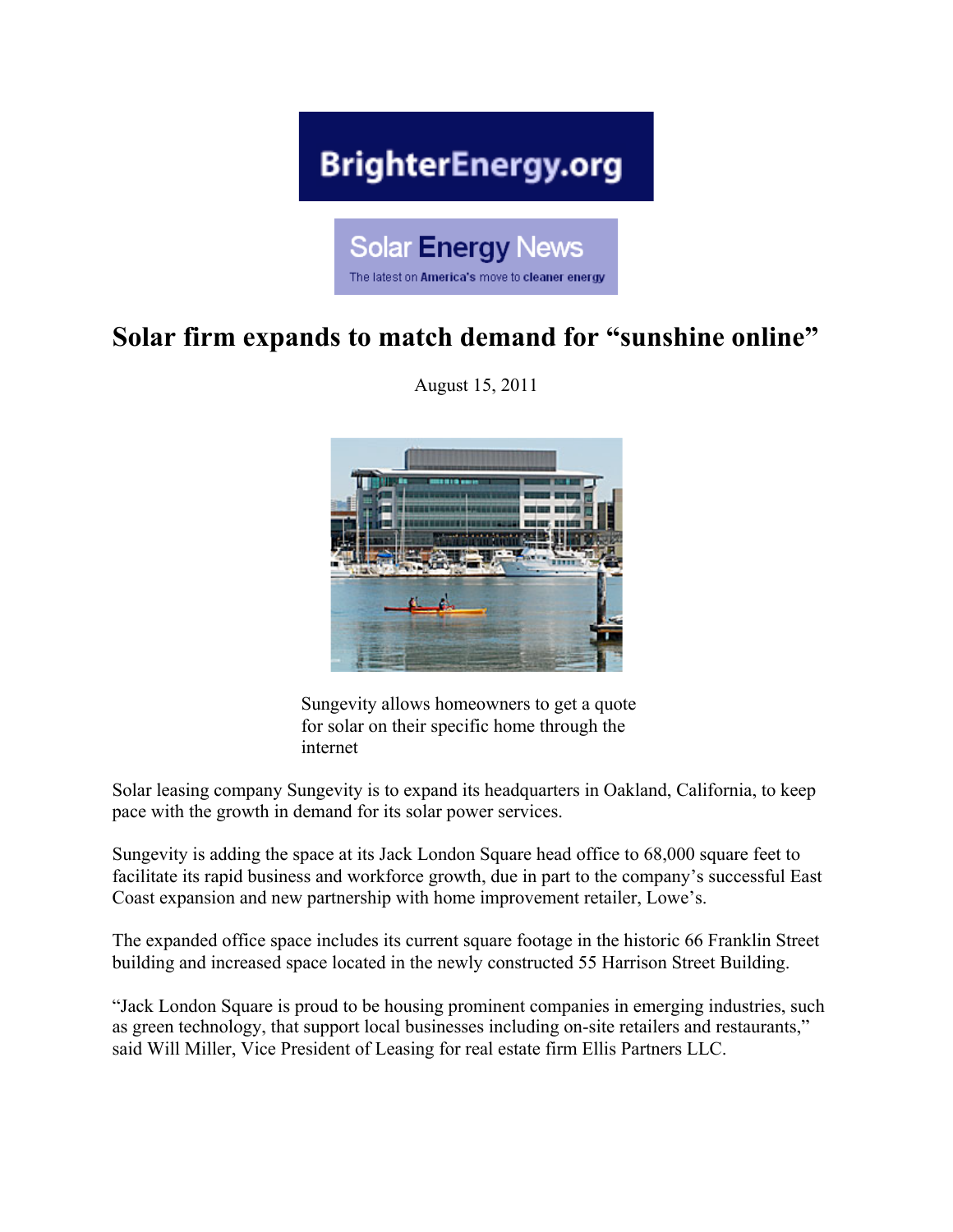BrighterEnergy.org

Solar Energy News

The latest on America's move to cleaner energy

# Solar firm expands to match demand for "sunshine online"

August 15, 2011

Sungevity allows homeowners to get a quote for solar on their specific home through the internet

Solar leasing company Sungevity is to expand its headquarters in Oakland, California, to keep pace with the growth in demand for its solar power services.

Sungevity is adding the space at its Jack London Square head office to 68,000 square feet to facilitate its rapid business and workforce growth, due in part to the company's successful East Coast expansion and new partnership with home improvement retailer, Lowe's.

The expanded office space includes its current square footage in the historic 66 Franklin Street building and increased space located in the newly constructed 55 Harrison Street Building.

"Jack London Square is proud to be housing prominent companies in emerging industries, such as green technology, that support local businesses including on-site retailers and restaurants," said Will Miller, Vice President of Leasing for real estate firm Ellis Partners LLC.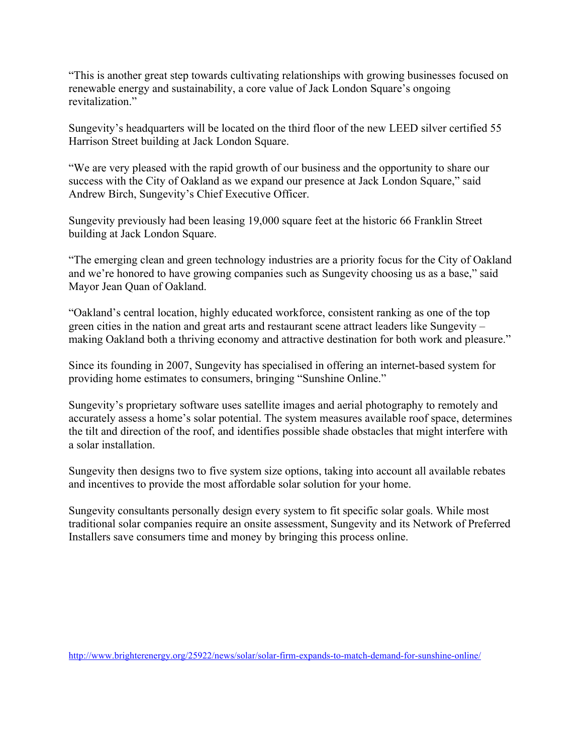"This is another great step towards cultivating relationships with growing businesses focused on renewable energy and sustainability, a core value of Jack London Square's ongoing revitalization."

Sungevity's headquarters will be located on the third floor of the new LEED silver certified 55 Harrison Street building at Jack London Square.

"We are very pleased with the rapid growth of our business and the opportunity to share our success with the City of Oakland as we expand our presence at Jack London Square," said Andrew Birch, Sungevity's Chief Executive Officer.

Sungevity previously had been leasing 19,000 square feet at the historic 66 Franklin Street building at Jack London Square.

"The emerging clean and green technology industries are a priority focus for the City of Oakland and we're honored to have growing companies such as Sungevity choosing us as a base," said Mayor Jean Quan of Oakland.

"Oakland's central location, highly educated workforce, consistent ranking as one of the top green cities in the nation and great arts and restaurant scene attract leaders like Sungevity – making Oakland both a thriving economy and attractive destination for both work and pleasure."

Since its founding in 2007, Sungevity has specialised in offering an internet-based system for providing home estimates to consumers, bringing "Sunshine Online."

Sungevity's proprietary software uses satellite images and aerial photography to remotely and accurately assess a home's solar potential. The system measures available roof space, determines the tilt and direction of the roof, and identifies possible shade obstacles that might interfere with a solar installation.

Sungevity then designs two to five system size options, taking into account all available rebates and incentives to provide the most affordable solar solution for your home.

Sungevity consultants personally design every system to fit specific solar goals. While most traditional solar companies require an onsite assessment, Sungevity and its Network of Preferred Installers save consumers time and money by bringing this process online.

http://www.brighterenergy.org/25922/news/solar/solar-firm-expands-to-match-demand-for-sunshine-online/